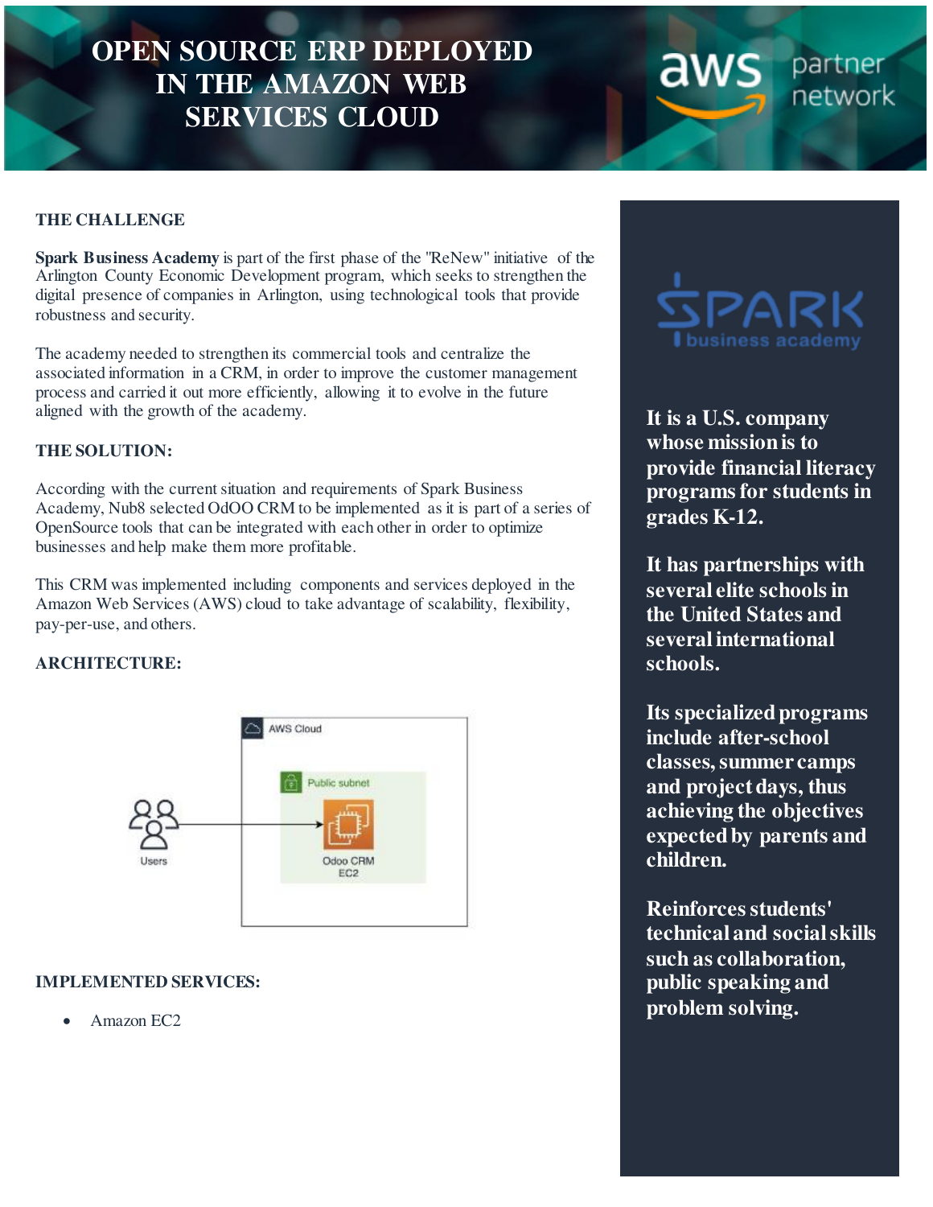# OPEN SOURCE ERP DEPLOYED IN THE AMAZON WEB SERVICES CLOUD

## THE CHALLENGE

**Spark Business Academy** is part of the first phase of the "ReNew" initiative of the Arlington County Economic Development program, which seeks to strengthen the digital presence of companies in Arlington, using technological tools that provide robustness and security.

The academy needed to strengthen its commercial tools and centralize the associated information in a CRM, in order to improve the customer management process and carried it out more efficiently, allowing it to evolve in the future aligned with the growth of the academy.

## THE SOLUTION:

According with the current situation and requirements of Spark Business Academy, Nub8 selected OdOO CRM to be implemented as it is part of a series of OpenSource tools that can be integrated with each other in order to optimize businesses and help make them more profitable.

This CRM was implemented including components and services deployed in the Amazon Web Services (AWS) cloud to take advantage of scalability, flexibility, pay-per-use, and others.

## ARCHITECTURE:

AWS Cloud

Public subnet

Users

Odoo CRM EC2

## IMPLEMENTED SERVICES:

- Amazon EC2

**It is a U.S. company whose mission is to provide financial literacy programs for students in grades K-12.**

**It has partnerships with several elite schools in the United States and several international schools.**

**Its specialized programs include after-school classes, summer camps and project days, thus achieving the objectives expected by parents and children.**

**Reinforces students' technical and social skills such as collaboration, public speaking and problem solving.**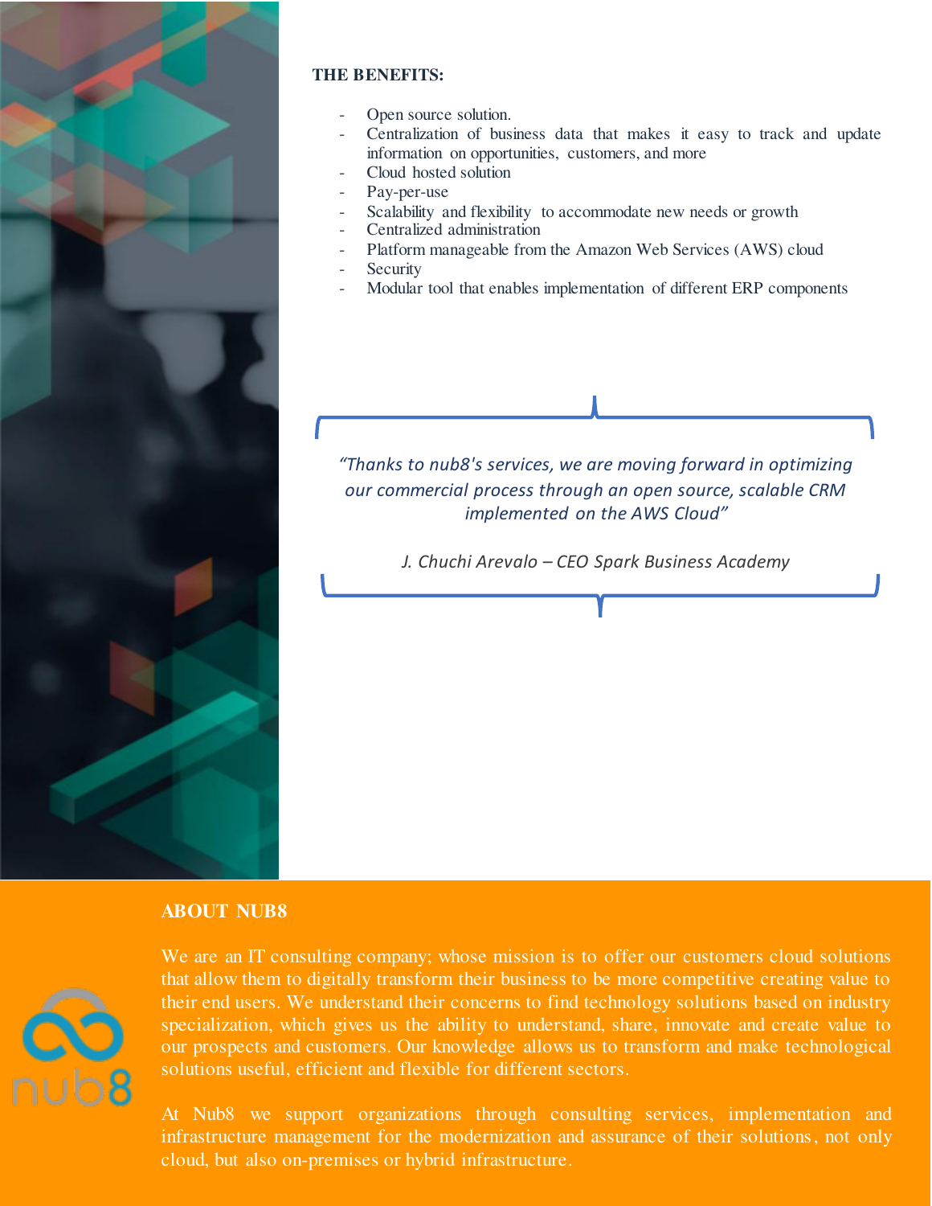**THE BENEFITS:**

- Open source solution.
- Centralization of business data that makes it easy to track and update information on opportunities, customers, and more
- Cloud hosted solution
- Pay-per-use
- Scalability and flexibility to accommodate new needs or growth
- Centralized administration
- Platform manageable from the Amazon Web Services (AWS) cloud
- Security
- Modular tool that enables implementation of different ERP components

*"Thanks to nub8's services, we are moving forward in optimizing our commercial process through an open source, scalable CRM implemented on the AWS Cloud"*

*J. Chuchi Arevalo – CEO Spark Business Academy*

**ABOUT NUB8**

We are an IT consulting company; whose mission is to offer our customers cloud solutions that allow them to digitally transform their business to be more competitive creating value to their end users. We understand their concerns to find technology solutions based on industry specialization, which gives us the ability to understand, share, innovate and create value to our prospects and customers. Our knowledge allows us to transform and make technological solutions useful, efficient and flexible for different sectors.

At Nub8 we support organizations through consulting services, implementation and infrastructure management for the modernization and assurance of their solutions, not only cloud, but also on-premises or hybrid infrastructure.